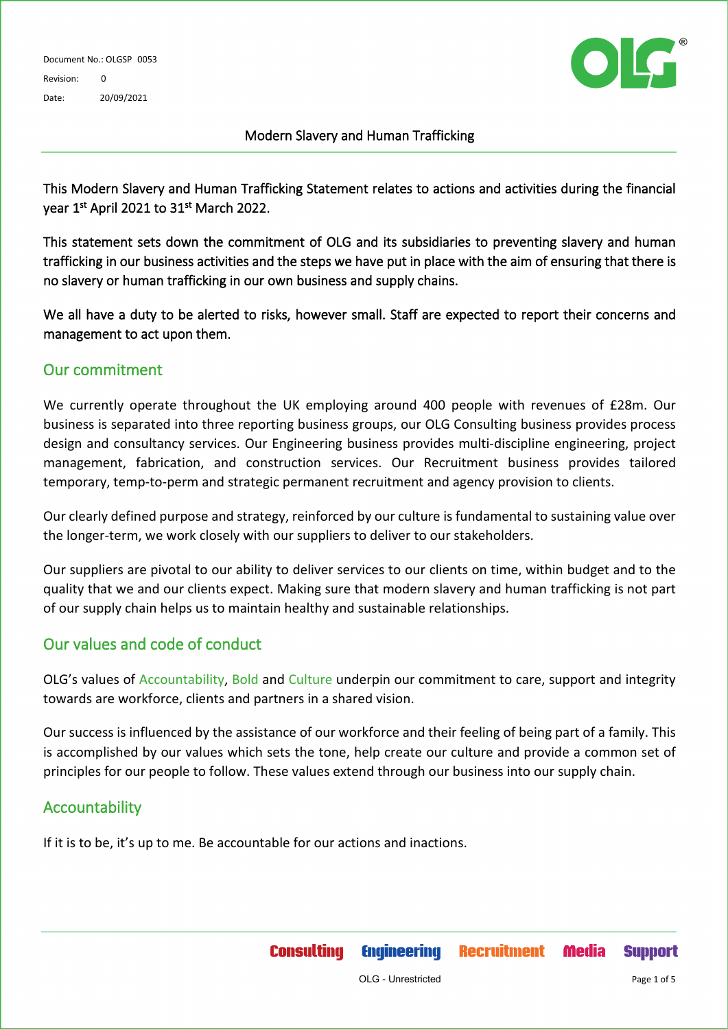Document No.: OLGSP 0053

Revision: 0

Date: 20/09/2021

# Modern Slavery and Human Trafficking

This Modern Slavery and Human Trafficking Statement relates to actions and activities during the financial year 1st April 2021 to 31st March 2022.

This statement sets down the commitment of OLG and its subsidiaries to preventing slavery and human trafficking in our business activities and the steps we have put in place with the aim of ensuring that there is no slavery or human trafficking in our own business and supply chains.

We all have a duty to be alerted to risks, however small. Staff are expected to report their concerns and management to act upon them.

## Our commitment

We currently operate throughout the UK employing around 400 people with revenues of £28m. Our business is separated into three reporting business groups, our OLG Consulting business provides process design and consultancy services. Our Engineering business provides multi-discipline engineering, project management, fabrication, and construction services. Our Recruitment business provides tailored temporary, temp-to-perm and strategic permanent recruitment and agency provision to clients.

Our clearly defined purpose and strategy, reinforced by our culture is fundamental to sustaining value over the longer-term, we work closely with our suppliers to deliver to our stakeholders.

Our suppliers are pivotal to our ability to deliver services to our clients on time, within budget and to the quality that we and our clients expect. Making sure that modern slavery and human trafficking is not part of our supply chain helps us to maintain healthy and sustainable relationships.

## Our values and code of conduct

OLG's values of Accountability, Bold and Culture underpin our commitment to care, support and integrity towards are workforce, clients and partners in a shared vision.

Our success is influenced by the assistance of our workforce and their feeling of being part of a family. This is accomplished by our values which sets the tone, help create our culture and provide a common set of principles for our people to follow. These values extend through our business into our supply chain.

## Accountability

If it is to be, it's up to me. Be accountable for our actions and inactions.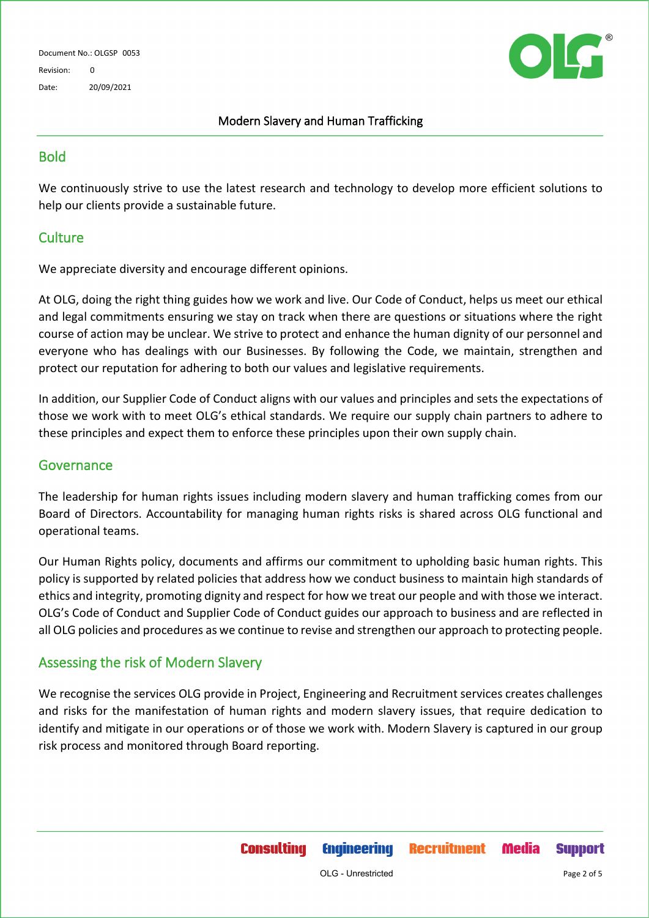## Bold

We continuously strive to use the latest research and technology to develop more efficient solutions to help our clients provide a sustainable future.

## Culture

We appreciate diversity and encourage different opinions.

At OLG, doing the right thing guides how we work and live. Our Code of Conduct, helps us meet our ethical and legal commitments ensuring we stay on track when there are questions or situations where the right course of action may be unclear. We strive to protect and enhance the human dignity of our personnel and everyone who has dealings with our Businesses. By following the Code, we maintain, strengthen and protect our reputation for adhering to both our values and legislative requirements.

In addition, our Supplier Code of Conduct aligns with our values and principles and sets the expectations of those we work with to meet OLG's ethical standards. We require our supply chain partners to adhere to these principles and expect them to enforce these principles upon their own supply chain.

## Governance

The leadership for human rights issues including modern slavery and human trafficking comes from our Board of Directors. Accountability for managing human rights risks is shared across OLG functional and operational teams.

Our Human Rights policy, documents and affirms our commitment to upholding basic human rights. This policy is supported by related policies that address how we conduct business to maintain high standards of ethics and integrity, promoting dignity and respect for how we treat our people and with those we interact. OLG's Code of Conduct and Supplier Code of Conduct guides our approach to business and are reflected in all OLG policies and procedures as we continue to revise and strengthen our approach to protecting people.

## Assessing the risk of Modern Slavery

We recognise the services OLG provide in Project, Engineering and Recruitment services creates challenges and risks for the manifestation of human rights and modern slavery issues, that require dedication to identify and mitigate in our operations or of those we work with. Modern Slavery is captured in our group risk process and monitored through Board reporting.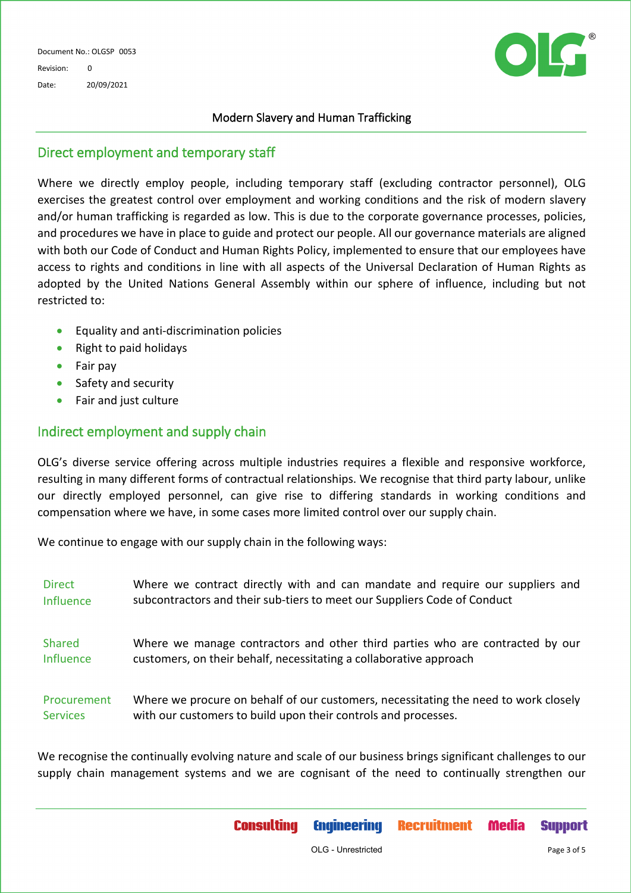## Direct employment and temporary staff

Where we directly employ people, including temporary staff (excluding contractor personnel), OLG exercises the greatest control over employment and working conditions and the risk of modern slavery and/or human trafficking is regarded as low. This is due to the corporate governance processes, policies, and procedures we have in place to guide and protect our people. All our governance materials are aligned with both our Code of Conduct and Human Rights Policy, implemented to ensure that our employees have access to rights and conditions in line with all aspects of the Universal Declaration of Human Rights as adopted by the United Nations General Assembly within our sphere of influence, including but not restricted to:

- Equality and anti-discrimination policies
- Right to paid holidays
- Fair pay
- Safety and security
- Fair and just culture

## Indirect employment and supply chain

OLG's diverse service offering across multiple industries requires a flexible and responsive workforce, resulting in many different forms of contractual relationships. We recognise that third party labour, unlike our directly employed personnel, can give rise to differing standards in working conditions and compensation where we have, in some cases more limited control over our supply chain.

We continue to engage with our supply chain in the following ways:

| | |
|---|---|
| Direct Influence | Where we contract directly with and can mandate and require our suppliers and subcontractors and their sub-tiers to meet our Suppliers Code of Conduct |
| Shared Influence | Where we manage contractors and other third parties who are contracted by our customers, on their behalf, necessitating a collaborative approach |
| Procurement Services | Where we procure on behalf of our customers, necessitating the need to work closely with our customers to build upon their controls and processes. |

We recognise the continually evolving nature and scale of our business brings significant challenges to our supply chain management systems and we are cognisant of the need to continually strengthen our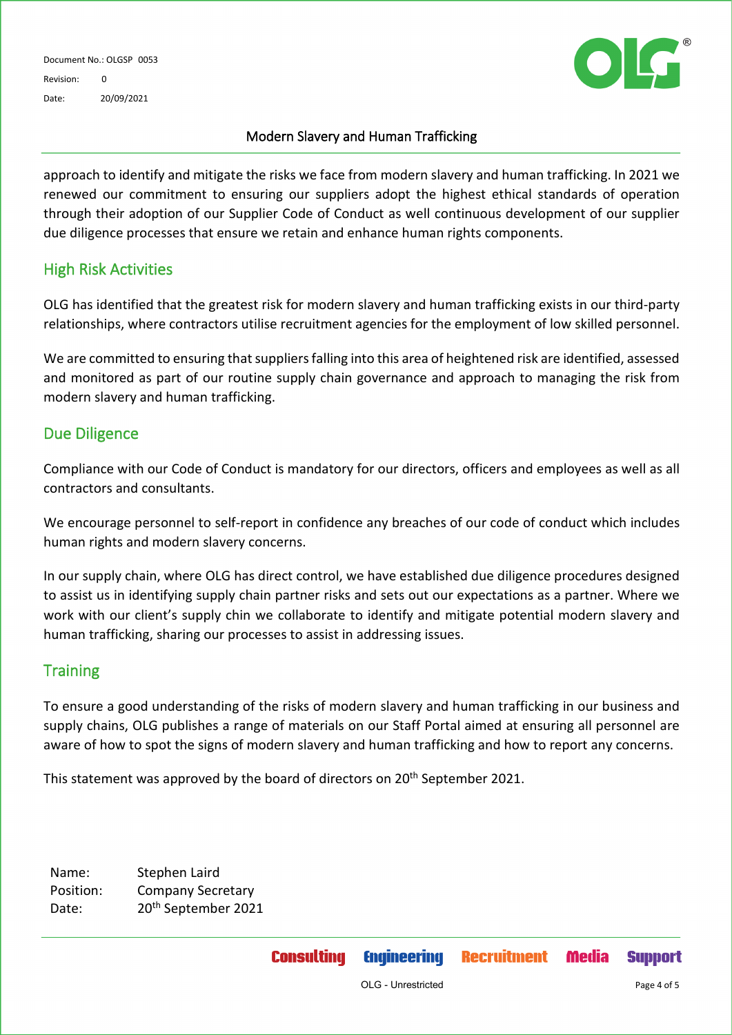approach to identify and mitigate the risks we face from modern slavery and human trafficking. In 2021 we renewed our commitment to ensuring our suppliers adopt the highest ethical standards of operation through their adoption of our Supplier Code of Conduct as well continuous development of our supplier due diligence processes that ensure we retain and enhance human rights components.

## High Risk Activities

OLG has identified that the greatest risk for modern slavery and human trafficking exists in our third-party relationships, where contractors utilise recruitment agencies for the employment of low skilled personnel.

We are committed to ensuring that suppliers falling into this area of heightened risk are identified, assessed and monitored as part of our routine supply chain governance and approach to managing the risk from modern slavery and human trafficking.

## Due Diligence

Compliance with our Code of Conduct is mandatory for our directors, officers and employees as well as all contractors and consultants.

We encourage personnel to self-report in confidence any breaches of our code of conduct which includes human rights and modern slavery concerns.

In our supply chain, where OLG has direct control, we have established due diligence procedures designed to assist us in identifying supply chain partner risks and sets out our expectations as a partner. Where we work with our client's supply chin we collaborate to identify and mitigate potential modern slavery and human trafficking, sharing our processes to assist in addressing issues.

## Training

To ensure a good understanding of the risks of modern slavery and human trafficking in our business and supply chains, OLG publishes a range of materials on our Staff Portal aimed at ensuring all personnel are aware of how to spot the signs of modern slavery and human trafficking and how to report any concerns.

This statement was approved by the board of directors on 20th September 2021.

Name: Stephen Laird
Position: Company Secretary
Date: 20th September 2021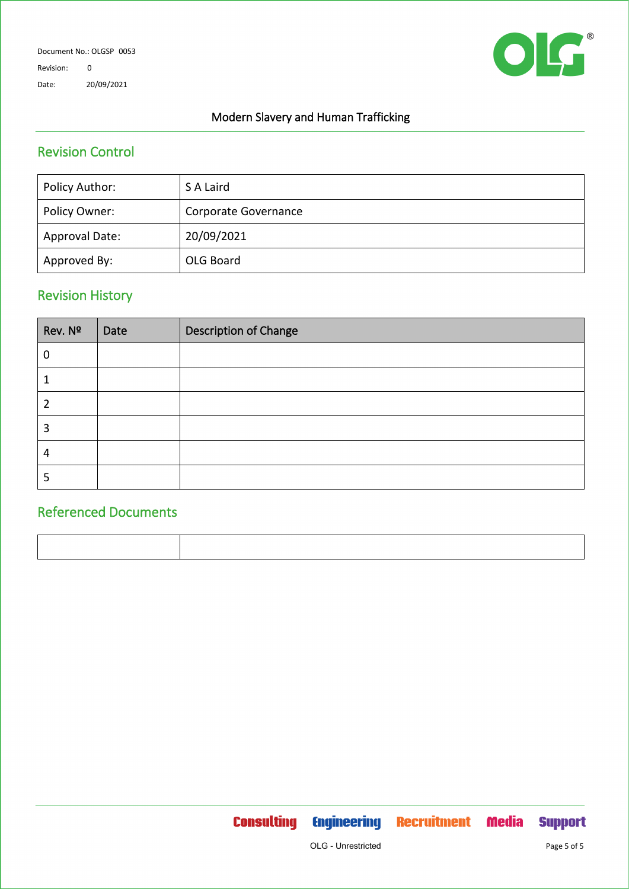## Revision Control

| | |
|---|---|
| Policy Author: | S A Laird |
| Policy Owner: | Corporate Governance |
| Approval Date: | 20/09/2021 |
| Approved By: | OLG Board |

## Revision History

| Rev. Nº | Date | Description of Change |
|---|---|---|
| 0 | | |
| 1 | | |
| 2 | | |
| 3 | | |
| 4 | | |
| 5 | | |

## Referenced Documents

| | |
|---|---|
| | |